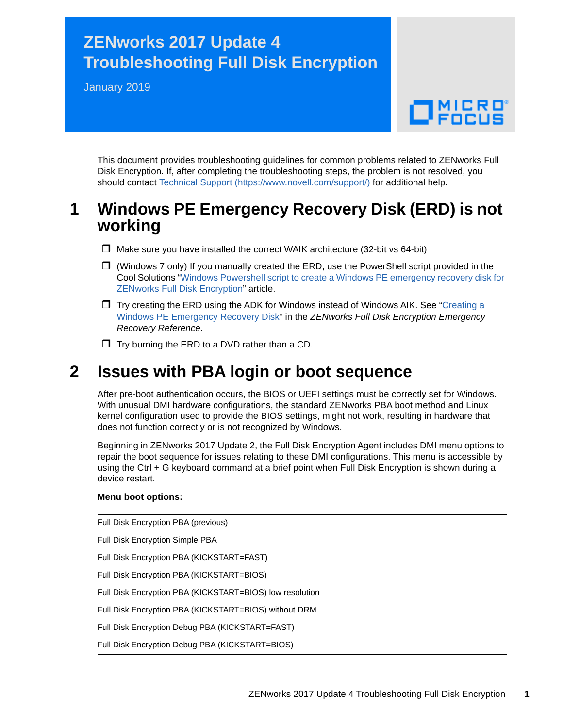# ZENworks 2017 Update 4 Troubleshooting Full Disk Encryption

January 2019

This document provides troubleshooting guidelines for common problems related to ZENworks Full Disk Encryption. If, after completing the troubleshooting steps, the problem is not resolved, you should contact Technical Support (https://www.novell.com/support/) for additional help.

## 1 Windows PE Emergency Recovery Disk (ERD) is not working

- ❒ Make sure you have installed the correct WAIK architecture (32-bit vs 64-bit)
- ❒ (Windows 7 only) If you manually created the ERD, use the PowerShell script provided in the Cool Solutions "Windows Powershell script to create a Windows PE emergency recovery disk for ZENworks Full Disk Encryption" article.
- ❒ Try creating the ERD using the ADK for Windows instead of Windows AIK. See "Creating a Windows PE Emergency Recovery Disk" in the *ZENworks Full Disk Encryption Emergency Recovery Reference*.
- ❒ Try burning the ERD to a DVD rather than a CD.

## 2 Issues with PBA login or boot sequence

After pre-boot authentication occurs, the BIOS or UEFI settings must be correctly set for Windows. With unusual DMI hardware configurations, the standard ZENworks PBA boot method and Linux kernel configuration used to provide the BIOS settings, might not work, resulting in hardware that does not function correctly or is not recognized by Windows.

Beginning in ZENworks 2017 Update 2, the Full Disk Encryption Agent includes DMI menu options to repair the boot sequence for issues relating to these DMI configurations. This menu is accessible by using the Ctrl + G keyboard command at a brief point when Full Disk Encryption is shown during a device restart.

**Menu boot options:**

| |
|---|
| Full Disk Encryption PBA (previous) |
| Full Disk Encryption Simple PBA |
| Full Disk Encryption PBA (KICKSTART=FAST) |
| Full Disk Encryption PBA (KICKSTART=BIOS) |
| Full Disk Encryption PBA (KICKSTART=BIOS) low resolution |
| Full Disk Encryption PBA (KICKSTART=BIOS) without DRM |
| Full Disk Encryption Debug PBA (KICKSTART=FAST) |
| Full Disk Encryption Debug PBA (KICKSTART=BIOS) |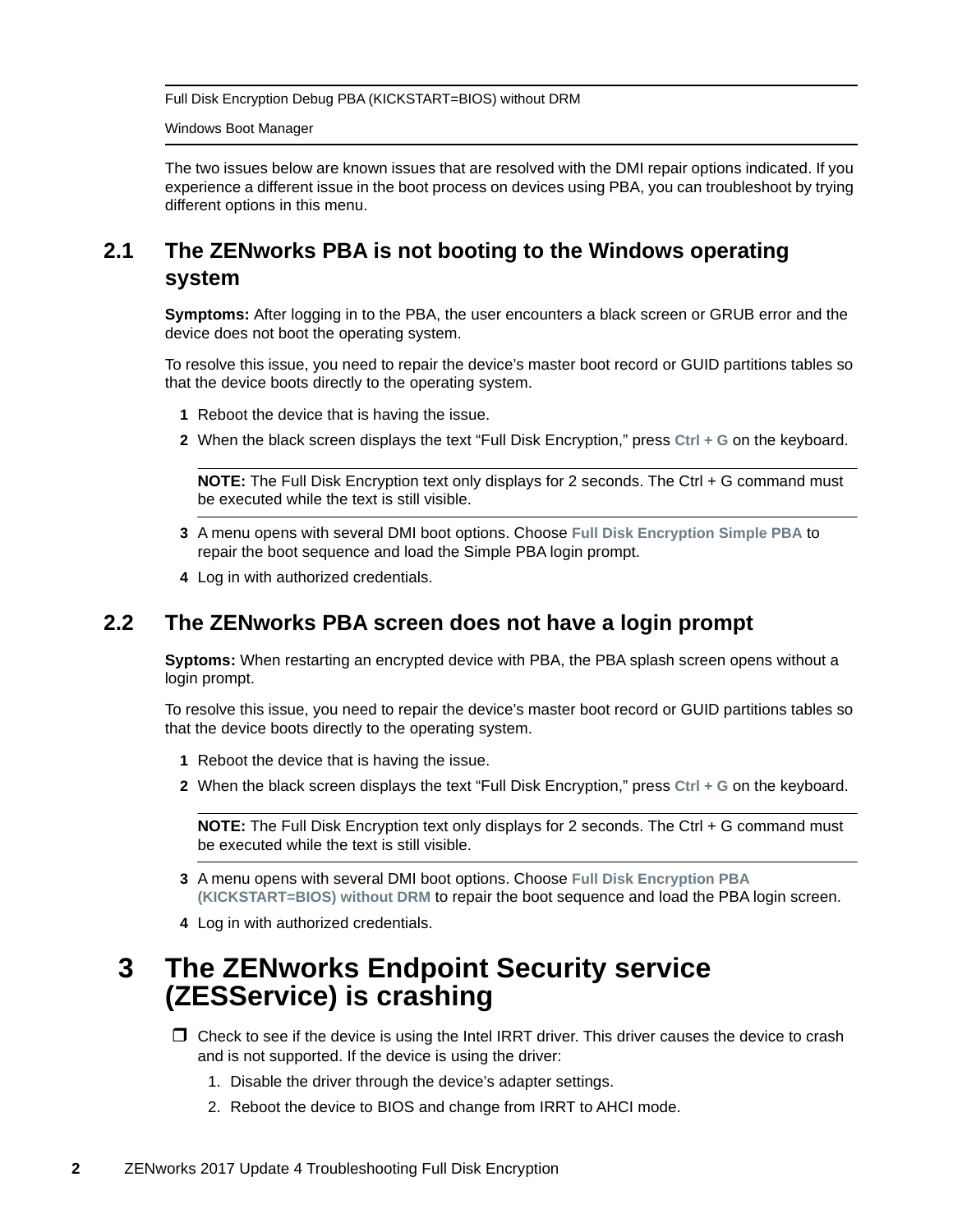Full Disk Encryption Debug PBA (KICKSTART=BIOS) without DRM

Windows Boot Manager

The two issues below are known issues that are resolved with the DMI repair options indicated. If you experience a different issue in the boot process on devices using PBA, you can troubleshoot by trying different options in this menu.

## 2.1 The ZENworks PBA is not booting to the Windows operating system

**Symptoms:** After logging in to the PBA, the user encounters a black screen or GRUB error and the device does not boot the operating system.

To resolve this issue, you need to repair the device's master boot record or GUID partitions tables so that the device boots directly to the operating system.

1. Reboot the device that is having the issue.
2. When the black screen displays the text "Full Disk Encryption," press **Ctrl + G** on the keyboard.

   **NOTE:** The Full Disk Encryption text only displays for 2 seconds. The Ctrl + G command must be executed while the text is still visible.

3. A menu opens with several DMI boot options. Choose **Full Disk Encryption Simple PBA** to repair the boot sequence and load the Simple PBA login prompt.
4. Log in with authorized credentials.

## 2.2 The ZENworks PBA screen does not have a login prompt

**Syptoms:** When restarting an encrypted device with PBA, the PBA splash screen opens without a login prompt.

To resolve this issue, you need to repair the device's master boot record or GUID partitions tables so that the device boots directly to the operating system.

1. Reboot the device that is having the issue.
2. When the black screen displays the text "Full Disk Encryption," press **Ctrl + G** on the keyboard.

   **NOTE:** The Full Disk Encryption text only displays for 2 seconds. The Ctrl + G command must be executed while the text is still visible.

3. A menu opens with several DMI boot options. Choose **Full Disk Encryption PBA (KICKSTART=BIOS) without DRM** to repair the boot sequence and load the PBA login screen.
4. Log in with authorized credentials.

# 3 The ZENworks Endpoint Security service (ZESService) is crashing

- ❒ Check to see if the device is using the Intel IRRT driver. This driver causes the device to crash and is not supported. If the device is using the driver:
  1. Disable the driver through the device's adapter settings.
  2. Reboot the device to BIOS and change from IRRT to AHCI mode.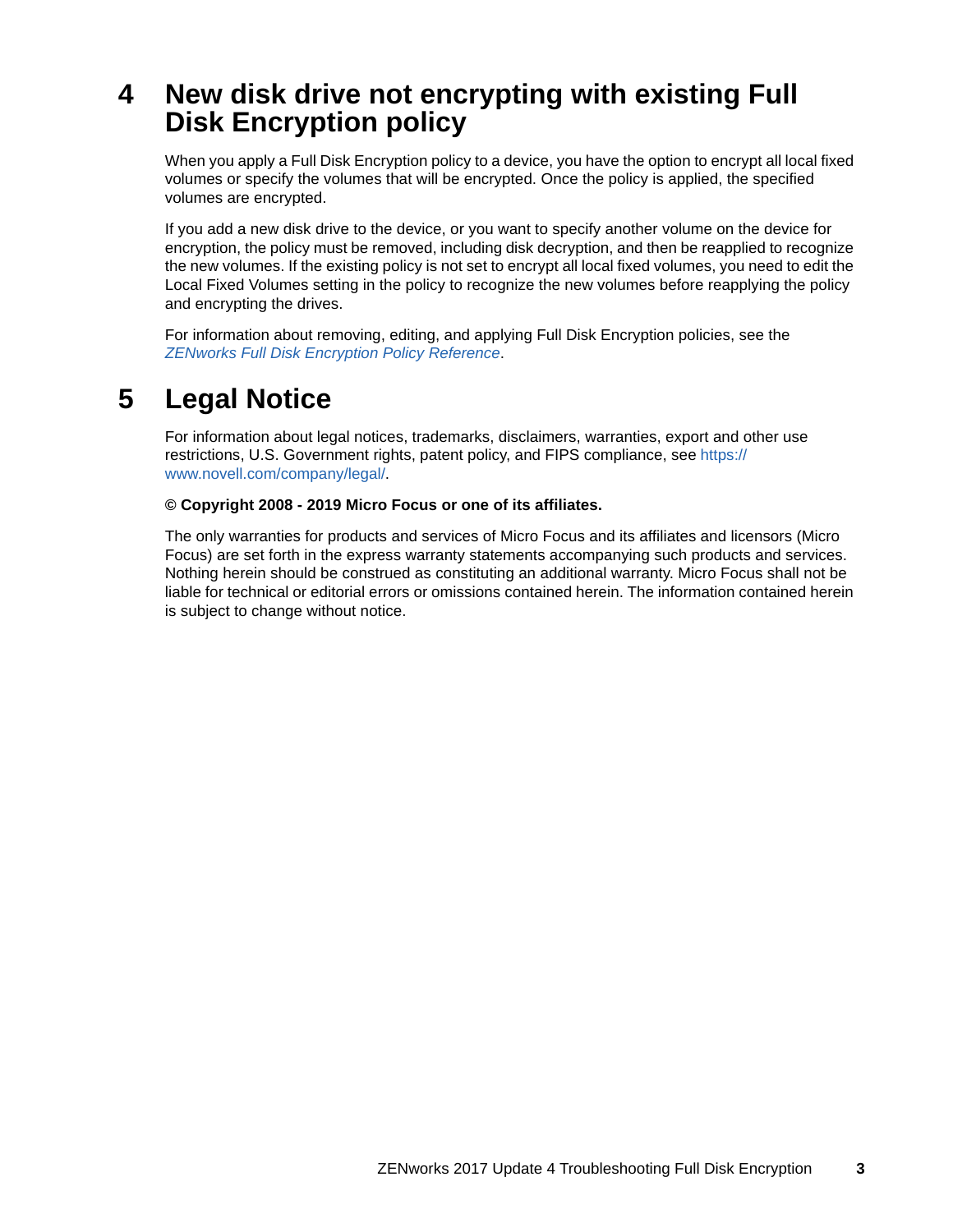# 4 New disk drive not encrypting with existing Full Disk Encryption policy

When you apply a Full Disk Encryption policy to a device, you have the option to encrypt all local fixed volumes or specify the volumes that will be encrypted. Once the policy is applied, the specified volumes are encrypted.

If you add a new disk drive to the device, or you want to specify another volume on the device for encryption, the policy must be removed, including disk decryption, and then be reapplied to recognize the new volumes. If the existing policy is not set to encrypt all local fixed volumes, you need to edit the Local Fixed Volumes setting in the policy to recognize the new volumes before reapplying the policy and encrypting the drives.

For information about removing, editing, and applying Full Disk Encryption policies, see the *ZENworks Full Disk Encryption Policy Reference*.

# 5 Legal Notice

For information about legal notices, trademarks, disclaimers, warranties, export and other use restrictions, U.S. Government rights, patent policy, and FIPS compliance, see https://www.novell.com/company/legal/.

**© Copyright 2008 - 2019 Micro Focus or one of its affiliates.**

The only warranties for products and services of Micro Focus and its affiliates and licensors (Micro Focus) are set forth in the express warranty statements accompanying such products and services. Nothing herein should be construed as constituting an additional warranty. Micro Focus shall not be liable for technical or editorial errors or omissions contained herein. The information contained herein is subject to change without notice.